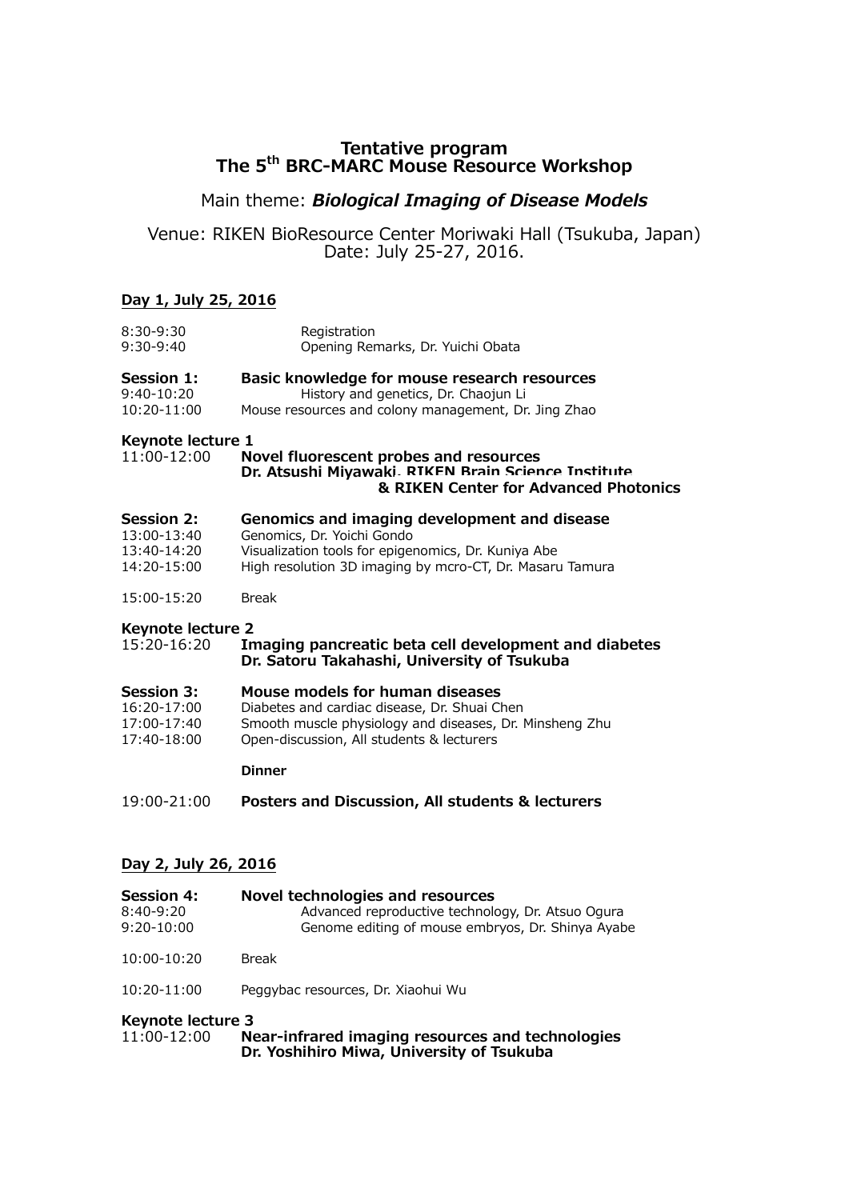# Tentative program
# The 5th BRC-MARC Mouse Resource Workshop

Main theme: ***Biological Imaging of Disease Models***

Venue: RIKEN BioResource Center Moriwaki Hall (Tsukuba, Japan)
Date: July 25-27, 2016.

## Day 1, July 25, 2016

8:30-9:30 Registration
9:30-9:40 Opening Remarks, Dr. Yuichi Obata

**Session 1: Basic knowledge for mouse research resources**
9:40-10:20 History and genetics, Dr. Chaojun Li
10:20-11:00 Mouse resources and colony management, Dr. Jing Zhao

**Keynote lecture 1**
11:00-12:00 **Novel fluorescent probes and resources**
**Dr. Atsushi Miyawaki, RIKEN Brain Science Institute & RIKEN Center for Advanced Photonics**

**Session 2: Genomics and imaging development and disease**
13:00-13:40 Genomics, Dr. Yoichi Gondo
13:40-14:20 Visualization tools for epigenomics, Dr. Kuniya Abe
14:20-15:00 High resolution 3D imaging by mcro-CT, Dr. Masaru Tamura

15:00-15:20 Break

**Keynote lecture 2**
15:20-16:20 **Imaging pancreatic beta cell development and diabetes**
**Dr. Satoru Takahashi, University of Tsukuba**

**Session 3: Mouse models for human diseases**
16:20-17:00 Diabetes and cardiac disease, Dr. Shuai Chen
17:00-17:40 Smooth muscle physiology and diseases, Dr. Minsheng Zhu
17:40-18:00 Open-discussion, All students & lecturers

**Dinner**

19:00-21:00 **Posters and Discussion, All students & lecturers**

## Day 2, July 26, 2016

**Session 4: Novel technologies and resources**
8:40-9:20 Advanced reproductive technology, Dr. Atsuo Ogura
9:20-10:00 Genome editing of mouse embryos, Dr. Shinya Ayabe

10:00-10:20 Break

10:20-11:00 Peggybac resources, Dr. Xiaohui Wu

**Keynote lecture 3**
11:00-12:00 **Near-infrared imaging resources and technologies**
**Dr. Yoshihiro Miwa, University of Tsukuba**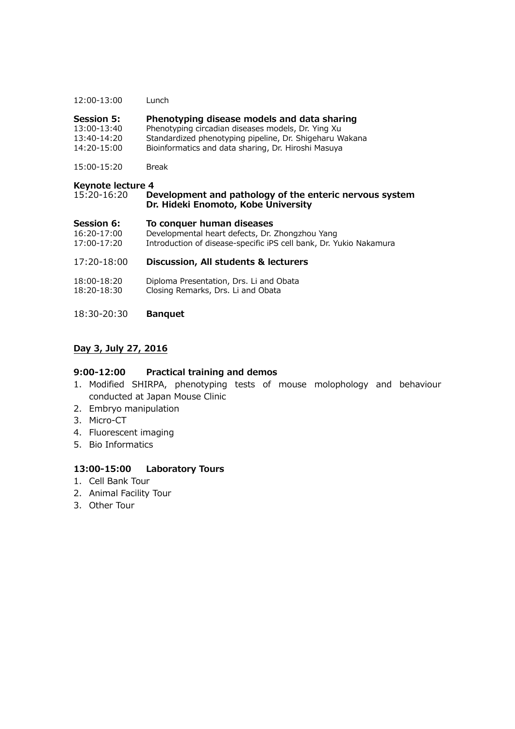12:00-13:00 Lunch

**Session 5:** **Phenotyping disease models and data sharing**
13:00-13:40 Phenotyping circadian diseases models, Dr. Ying Xu
13:40-14:20 Standardized phenotyping pipeline, Dr. Shigeharu Wakana
14:20-15:00 Bioinformatics and data sharing, Dr. Hiroshi Masuya

15:00-15:20 Break

**Keynote lecture 4**
15:20-16:20 **Development and pathology of the enteric nervous system**
**Dr. Hideki Enomoto, Kobe University**

**Session 6:** **To conquer human diseases**
16:20-17:00 Developmental heart defects, Dr. Zhongzhou Yang
17:00-17:20 Introduction of disease-specific iPS cell bank, Dr. Yukio Nakamura

17:20-18:00 **Discussion, All students & lecturers**

18:00-18:20 Diploma Presentation, Drs. Li and Obata
18:20-18:30 Closing Remarks, Drs. Li and Obata

18:30-20:30 **Banquet**

## Day 3, July 27, 2016

### 9:00-12:00 Practical training and demos

1. Modified SHIRPA, phenotyping tests of mouse molophology and behaviour conducted at Japan Mouse Clinic
2. Embryo manipulation
3. Micro-CT
4. Fluorescent imaging
5. Bio Informatics

### 13:00-15:00 Laboratory Tours

1. Cell Bank Tour
2. Animal Facility Tour
3. Other Tour